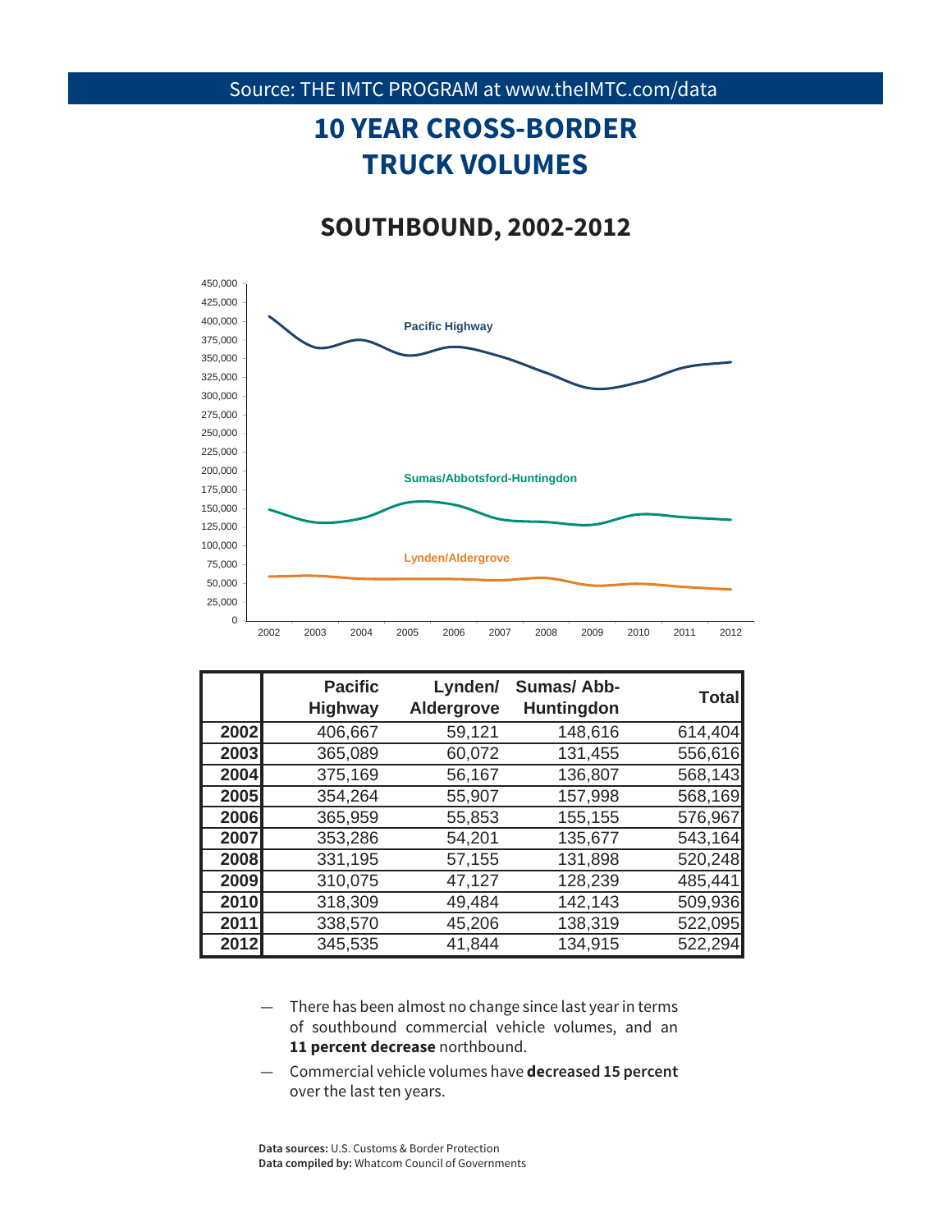Source: THE IMTC PROGRAM at www.theIMTC.com/data

# 10 YEAR CROSS-BORDER TRUCK VOLUMES

## SOUTHBOUND, 2002-2012

| | Pacific Highway | Lynden/ Aldergrove | Sumas/ Abb-Huntingdon | Total |
|---|---|---|---|---|
| **2002** | 406,667 | 59,121 | 148,616 | 614,404 |
| **2003** | 365,089 | 60,072 | 131,455 | 556,616 |
| **2004** | 375,169 | 56,167 | 136,807 | 568,143 |
| **2005** | 354,264 | 55,907 | 157,998 | 568,169 |
| **2006** | 365,959 | 55,853 | 155,155 | 576,967 |
| **2007** | 353,286 | 54,201 | 135,677 | 543,164 |
| **2008** | 331,195 | 57,155 | 131,898 | 520,248 |
| **2009** | 310,075 | 47,127 | 128,239 | 485,441 |
| **2010** | 318,309 | 49,484 | 142,143 | 509,936 |
| **2011** | 338,570 | 45,206 | 138,319 | 522,095 |
| **2012** | 345,535 | 41,844 | 134,915 | 522,294 |

- There has been almost no change since last year in terms of southbound commercial vehicle volumes, and an **11 percent decrease** northbound.
- Commercial vehicle volumes have **decreased 15 percent** over the last ten years.

**Data sources:** U.S. Customs & Border Protection
**Data compiled by:** Whatcom Council of Governments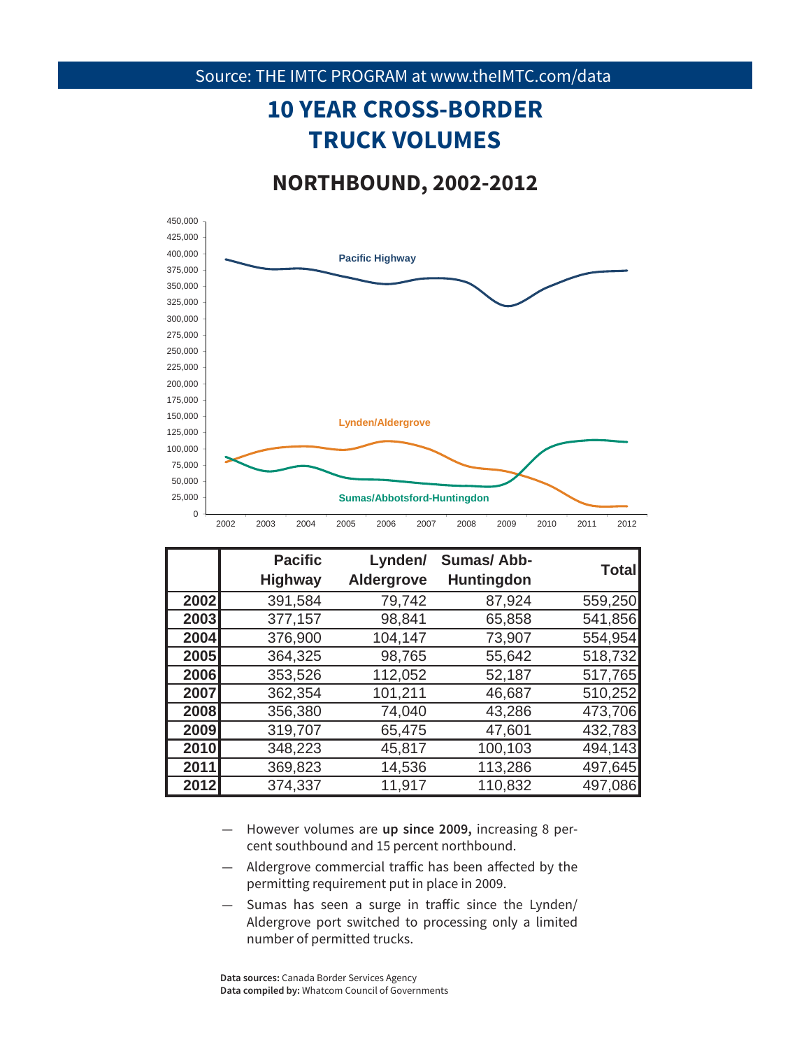Source: THE IMTC PROGRAM at www.theIMTC.com/data

# 10 YEAR CROSS-BORDER TRUCK VOLUMES

## NORTHBOUND, 2002-2012

450,000
425,000
400,000
375,000
350,000
325,000
300,000
275,000
250,000
225,000
200,000
175,000
150,000
125,000
100,000
75,000
50,000
25,000
0

2002 2003 2004 2005 2006 2007 2008 2009 2010 2011 2012

Pacific Highway

Lynden/Aldergrove

Sumas/Abbotsford-Huntingdon

| | Pacific Highway | Lynden/ Aldergrove | Sumas/ Abb-Huntingdon | Total |
|---|---|---|---|---|
| **2002** | 391,584 | 79,742 | 87,924 | 559,250 |
| **2003** | 377,157 | 98,841 | 65,858 | 541,856 |
| **2004** | 376,900 | 104,147 | 73,907 | 554,954 |
| **2005** | 364,325 | 98,765 | 55,642 | 518,732 |
| **2006** | 353,526 | 112,052 | 52,187 | 517,765 |
| **2007** | 362,354 | 101,211 | 46,687 | 510,252 |
| **2008** | 356,380 | 74,040 | 43,286 | 473,706 |
| **2009** | 319,707 | 65,475 | 47,601 | 432,783 |
| **2010** | 348,223 | 45,817 | 100,103 | 494,143 |
| **2011** | 369,823 | 14,536 | 113,286 | 497,645 |
| **2012** | 374,337 | 11,917 | 110,832 | 497,086 |

- However volumes are **up since 2009,** increasing 8 percent southbound and 15 percent northbound.
- Aldergrove commercial traffic has been affected by the permitting requirement put in place in 2009.
- Sumas has seen a surge in traffic since the Lynden/ Aldergrove port switched to processing only a limited number of permitted trucks.

**Data sources:** Canada Border Services Agency
**Data compiled by:** Whatcom Council of Governments